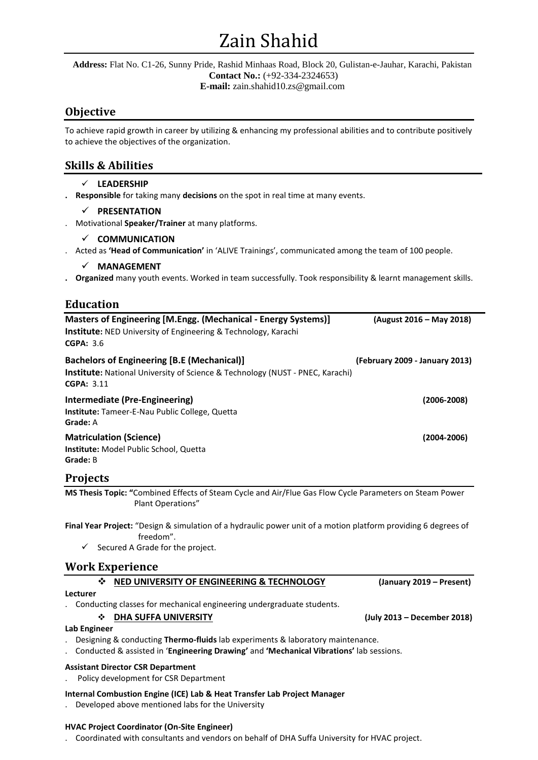# Zain Shahid

**Address:** Flat No. C1-26, Sunny Pride, Rashid Minhaas Road, Block 20, Gulistan-e-Jauhar, Karachi, Pakistan
**Contact No.:** (+92-334-2324653)
**E-mail:** zain.shahid10.zs@gmail.com

## Objective

To achieve rapid growth in career by utilizing & enhancing my professional abilities and to contribute positively to achieve the objectives of the organization.

## Skills & Abilities

✓ **LEADERSHIP**

. **Responsible** for taking many **decisions** on the spot in real time at many events.

✓ **PRESENTATION**

. Motivational **Speaker/Trainer** at many platforms.

✓ **COMMUNICATION**

. Acted as **'Head of Communication'** in 'ALIVE Trainings', communicated among the team of 100 people.

✓ **MANAGEMENT**

. **Organized** many youth events. Worked in team successfully. Took responsibility & learnt management skills.

## Education

**Masters of Engineering [M.Engg. (Mechanical - Energy Systems)]** **(August 2016 – May 2018)**
**Institute:** NED University of Engineering & Technology, Karachi
**CGPA:** 3.6

**Bachelors of Engineering [B.E (Mechanical)]** **(February 2009 - January 2013)**
**Institute:** National University of Science & Technology (NUST - PNEC, Karachi)
**CGPA:** 3.11

**Intermediate (Pre-Engineering)** **(2006-2008)**
**Institute:** Tameer-E-Nau Public College, Quetta
**Grade:** A

**Matriculation (Science)** **(2004-2006)**
**Institute:** Model Public School, Quetta
**Grade:** B

## Projects

**MS Thesis Topic: "**Combined Effects of Steam Cycle and Air/Flue Gas Flow Cycle Parameters on Steam Power Plant Operations"

**Final Year Project:** "Design & simulation of a hydraulic power unit of a motion platform providing 6 degrees of freedom".

✓ Secured A Grade for the project.

## Work Experience

❖ **NED UNIVERSITY OF ENGINEERING & TECHNOLOGY** **(January 2019 – Present)**

**Lecturer**

. Conducting classes for mechanical engineering undergraduate students.

❖ **DHA SUFFA UNIVERSITY** **(July 2013 – December 2018)**

**Lab Engineer**

. Designing & conducting **Thermo-fluids** lab experiments & laboratory maintenance.
. Conducted & assisted in '**Engineering Drawing'** and **'Mechanical Vibrations'** lab sessions.

**Assistant Director CSR Department**

. Policy development for CSR Department

**Internal Combustion Engine (ICE) Lab & Heat Transfer Lab Project Manager**

. Developed above mentioned labs for the University

**HVAC Project Coordinator (On-Site Engineer)**

. Coordinated with consultants and vendors on behalf of DHA Suffa University for HVAC project.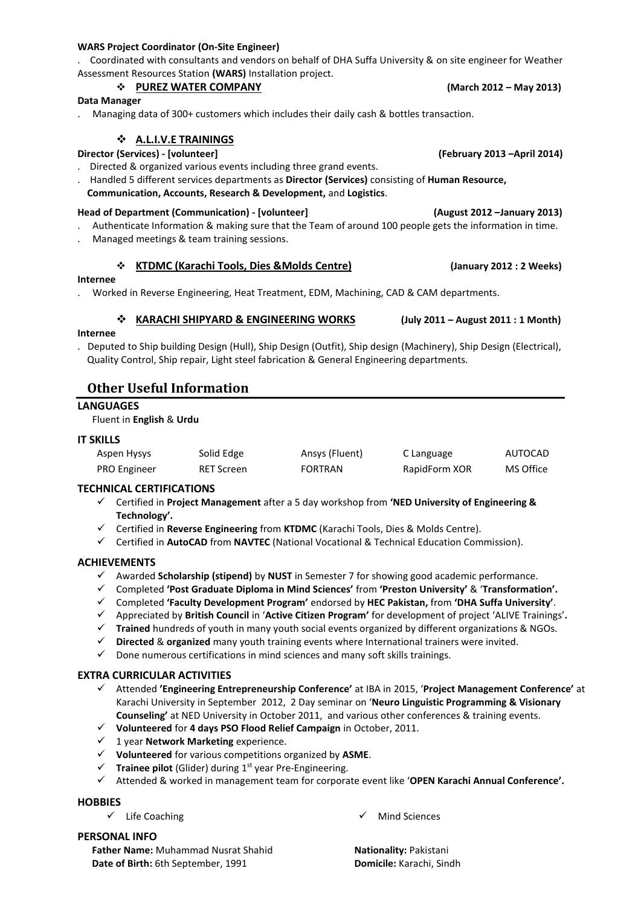**WARS Project Coordinator (On-Site Engineer)**

. Coordinated with consultants and vendors on behalf of DHA Suffa University & on site engineer for Weather Assessment Resources Station **(WARS)** Installation project.

### ❖ PUREZ WATER COMPANY (March 2012 – May 2013)

**Data Manager**

. Managing data of 300+ customers which includes their daily cash & bottles transaction.

### ❖ A.L.I.V.E TRAININGS

**Director (Services) - [volunteer] (February 2013 –April 2014)**

. Directed & organized various events including three grand events.

. Handled 5 different services departments as **Director (Services)** consisting of **Human Resource, Communication, Accounts, Research & Development,** and **Logistics**.

**Head of Department (Communication) - [volunteer] (August 2012 –January 2013)**

. Authenticate Information & making sure that the Team of around 100 people gets the information in time.

. Managed meetings & team training sessions.

### ❖ KTDMC (Karachi Tools, Dies &Molds Centre) (January 2012 : 2 Weeks)

**Internee**

. Worked in Reverse Engineering, Heat Treatment, EDM, Machining, CAD & CAM departments.

### ❖ KARACHI SHIPYARD & ENGINEERING WORKS (July 2011 – August 2011 : 1 Month)

**Internee**

. Deputed to Ship building Design (Hull), Ship Design (Outfit), Ship design (Machinery), Ship Design (Electrical), Quality Control, Ship repair, Light steel fabrication & General Engineering departments.

## Other Useful Information

### LANGUAGES

Fluent in **English** & **Urdu**

### IT SKILLS

| | | | | |
|---|---|---|---|---|
| Aspen Hysys | Solid Edge | Ansys (Fluent) | C Language | AUTOCAD |
| PRO Engineer | RET Screen | FORTRAN | RapidForm XOR | MS Office |

### TECHNICAL CERTIFICATIONS

- ✓ Certified in **Project Management** after a 5 day workshop from **'NED University of Engineering & Technology'.**
- ✓ Certified in **Reverse Engineering** from **KTDMC** (Karachi Tools, Dies & Molds Centre).
- ✓ Certified in **AutoCAD** from **NAVTEC** (National Vocational & Technical Education Commission).

### ACHIEVEMENTS

- ✓ Awarded **Scholarship (stipend)** by **NUST** in Semester 7 for showing good academic performance.
- ✓ Completed **'Post Graduate Diploma in Mind Sciences'** from **'Preston University'** & '**Transformation'.**
- ✓ Completed **'Faculty Development Program'** endorsed by **HEC Pakistan,** from **'DHA Suffa University'**.
- ✓ Appreciated by **British Council** in '**Active Citizen Program'** for development of project 'ALIVE Trainings'**.**
- ✓ **Trained** hundreds of youth in many youth social events organized by different organizations & NGOs.
- ✓ **Directed** & **organized** many youth training events where International trainers were invited.
- ✓ Done numerous certifications in mind sciences and many soft skills trainings.

### EXTRA CURRICULAR ACTIVITIES

- ✓ Attended **'Engineering Entrepreneurship Conference'** at IBA in 2015, '**Project Management Conference'** at Karachi University in September 2012, 2 Day seminar on '**Neuro Linguistic Programming & Visionary Counseling'** at NED University in October 2011, and various other conferences & training events.
- ✓ **Volunteered** for **4 days PSO Flood Relief Campaign** in October, 2011.
- ✓ 1 year **Network Marketing** experience.
- ✓ **Volunteered** for various competitions organized by **ASME**.
- ✓ **Trainee pilot** (Glider) during 1st year Pre-Engineering.
- ✓ Attended & worked in management team for corporate event like '**OPEN Karachi Annual Conference'.**

### HOBBIES

- ✓ Life Coaching
- ✓ Mind Sciences

### PERSONAL INFO

**Father Name:** Muhammad Nusrat Shahid

**Date of Birth:** 6th September, 1991

**Nationality:** Pakistani

**Domicile:** Karachi, Sindh